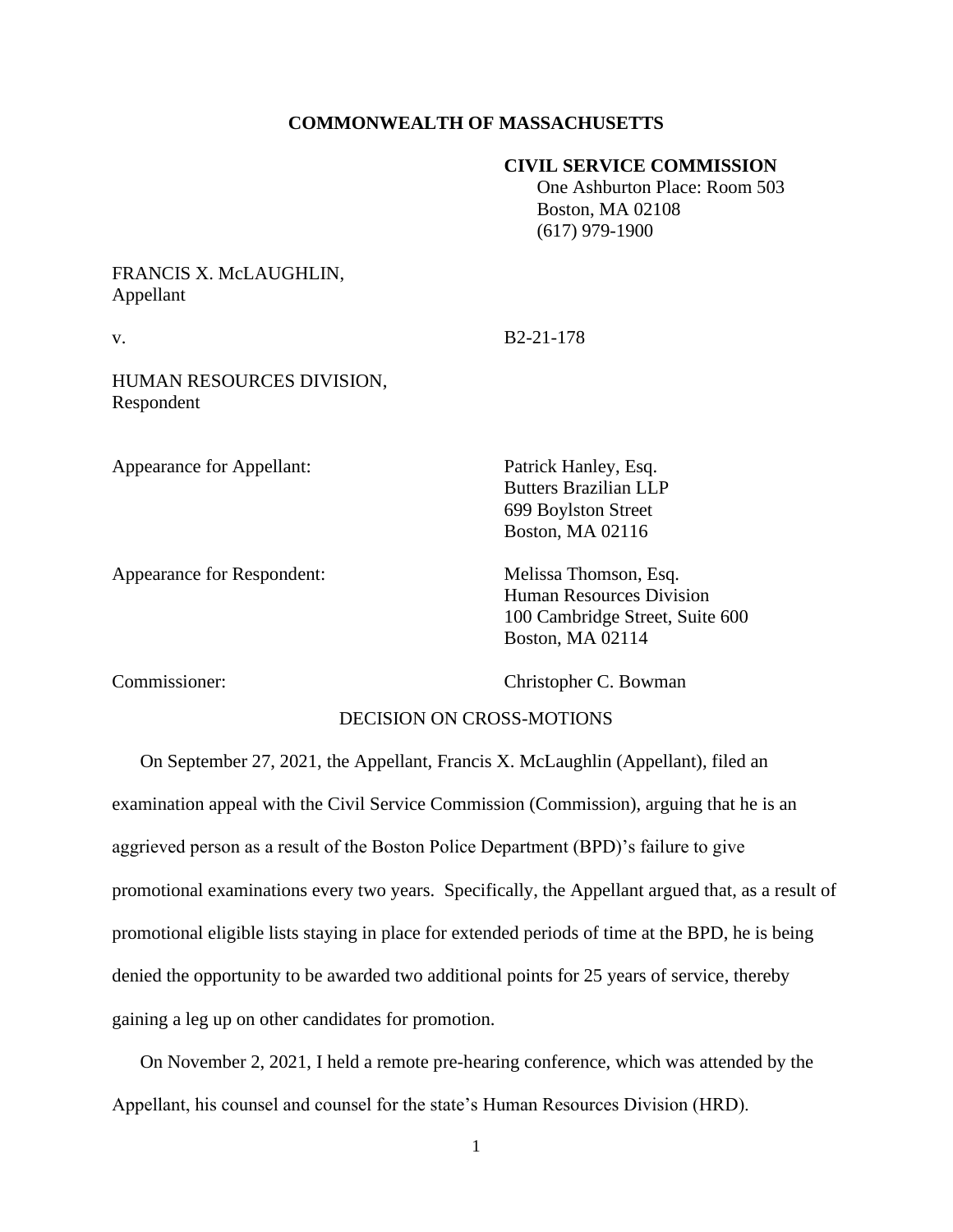**COMMONWEALTH OF MASSACHUSETTS**

**CIVIL SERVICE COMMISSION**
One Ashburton Place: Room 503
Boston, MA 02108
(617) 979-1900

FRANCIS X. McLAUGHLIN,
Appellant

v. B2-21-178

HUMAN RESOURCES DIVISION,
Respondent

Appearance for Appellant: Patrick Hanley, Esq.
Butters Brazilian LLP
699 Boylston Street
Boston, MA 02116

Appearance for Respondent: Melissa Thomson, Esq.
Human Resources Division
100 Cambridge Street, Suite 600
Boston, MA 02114

Commissioner: Christopher C. Bowman

DECISION ON CROSS-MOTIONS

On September 27, 2021, the Appellant, Francis X. McLaughlin (Appellant), filed an examination appeal with the Civil Service Commission (Commission), arguing that he is an aggrieved person as a result of the Boston Police Department (BPD)'s failure to give promotional examinations every two years. Specifically, the Appellant argued that, as a result of promotional eligible lists staying in place for extended periods of time at the BPD, he is being denied the opportunity to be awarded two additional points for 25 years of service, thereby gaining a leg up on other candidates for promotion.

On November 2, 2021, I held a remote pre-hearing conference, which was attended by the Appellant, his counsel and counsel for the state's Human Resources Division (HRD).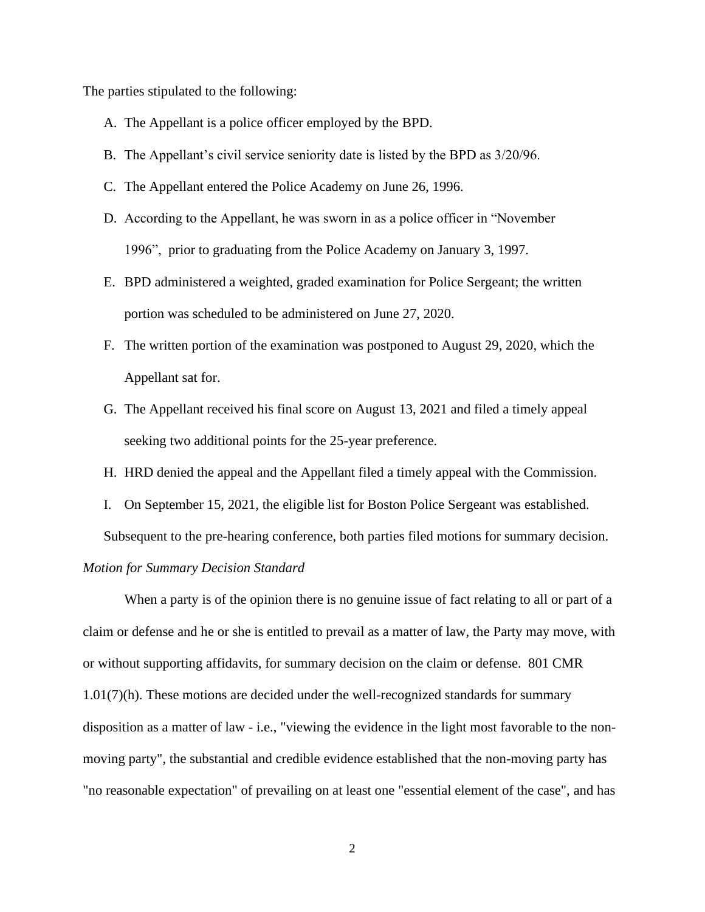The parties stipulated to the following:

A. The Appellant is a police officer employed by the BPD.

B. The Appellant's civil service seniority date is listed by the BPD as 3/20/96.

C. The Appellant entered the Police Academy on June 26, 1996.

D. According to the Appellant, he was sworn in as a police officer in "November 1996", prior to graduating from the Police Academy on January 3, 1997.

E. BPD administered a weighted, graded examination for Police Sergeant; the written portion was scheduled to be administered on June 27, 2020.

F. The written portion of the examination was postponed to August 29, 2020, which the Appellant sat for.

G. The Appellant received his final score on August 13, 2021 and filed a timely appeal seeking two additional points for the 25-year preference.

H. HRD denied the appeal and the Appellant filed a timely appeal with the Commission.

I. On September 15, 2021, the eligible list for Boston Police Sergeant was established.

Subsequent to the pre-hearing conference, both parties filed motions for summary decision.

*Motion for Summary Decision Standard*

When a party is of the opinion there is no genuine issue of fact relating to all or part of a claim or defense and he or she is entitled to prevail as a matter of law, the Party may move, with or without supporting affidavits, for summary decision on the claim or defense. 801 CMR 1.01(7)(h). These motions are decided under the well-recognized standards for summary disposition as a matter of law - i.e., "viewing the evidence in the light most favorable to the non-moving party", the substantial and credible evidence established that the non-moving party has "no reasonable expectation" of prevailing on at least one "essential element of the case", and has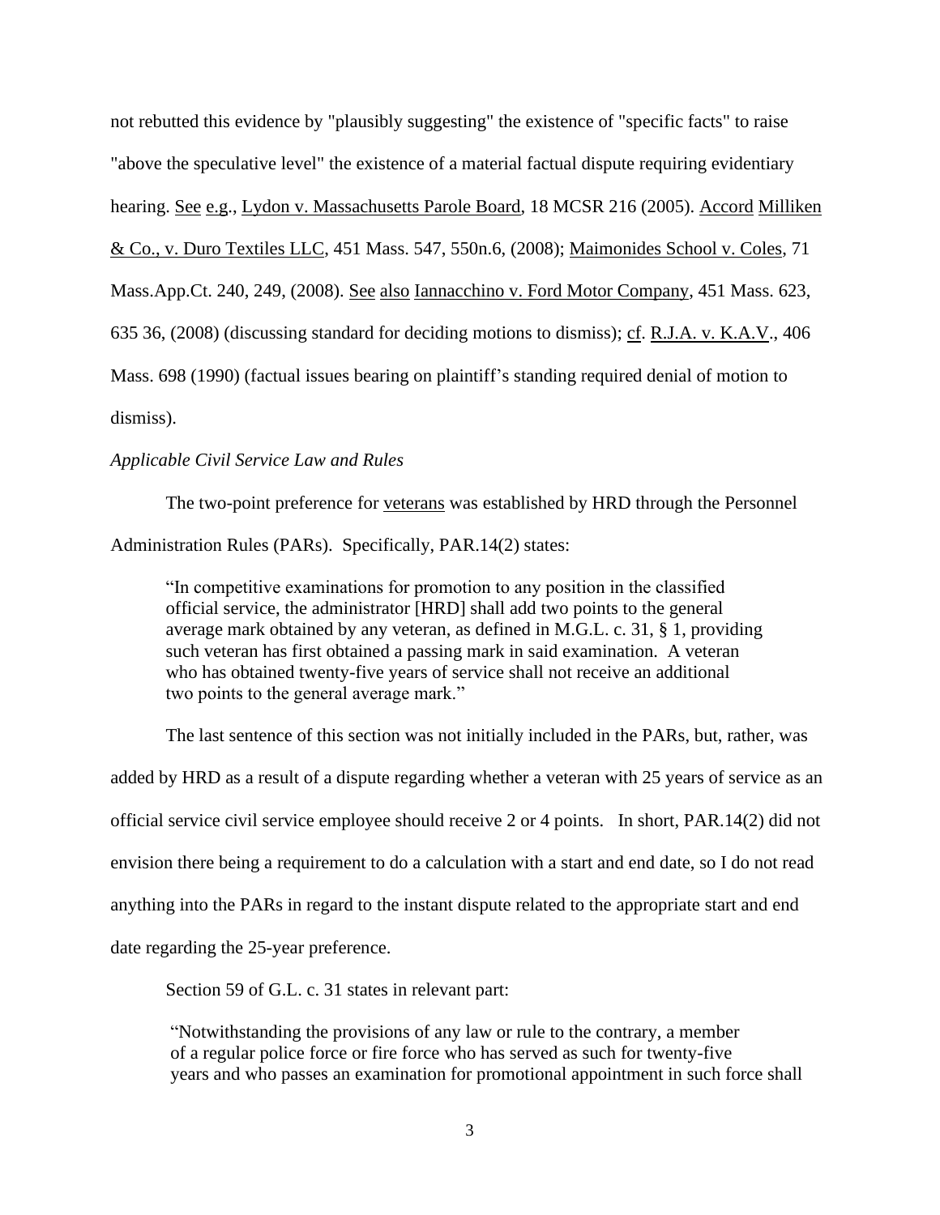not rebutted this evidence by "plausibly suggesting" the existence of "specific facts" to raise "above the speculative level" the existence of a material factual dispute requiring evidentiary hearing. See e.g., Lydon v. Massachusetts Parole Board, 18 MCSR 216 (2005). Accord Milliken & Co., v. Duro Textiles LLC, 451 Mass. 547, 550n.6, (2008); Maimonides School v. Coles, 71 Mass.App.Ct. 240, 249, (2008). See also Iannacchino v. Ford Motor Company, 451 Mass. 623, 635 36, (2008) (discussing standard for deciding motions to dismiss); cf. R.J.A. v. K.A.V., 406 Mass. 698 (1990) (factual issues bearing on plaintiff's standing required denial of motion to dismiss).

*Applicable Civil Service Law and Rules*

The two-point preference for veterans was established by HRD through the Personnel Administration Rules (PARs). Specifically, PAR.14(2) states:

> "In competitive examinations for promotion to any position in the classified official service, the administrator [HRD] shall add two points to the general average mark obtained by any veteran, as defined in M.G.L. c. 31, § 1, providing such veteran has first obtained a passing mark in said examination. A veteran who has obtained twenty-five years of service shall not receive an additional two points to the general average mark."

The last sentence of this section was not initially included in the PARs, but, rather, was added by HRD as a result of a dispute regarding whether a veteran with 25 years of service as an official service civil service employee should receive 2 or 4 points. In short, PAR.14(2) did not envision there being a requirement to do a calculation with a start and end date, so I do not read anything into the PARs in regard to the instant dispute related to the appropriate start and end date regarding the 25-year preference.

Section 59 of G.L. c. 31 states in relevant part:

> "Notwithstanding the provisions of any law or rule to the contrary, a member of a regular police force or fire force who has served as such for twenty-five years and who passes an examination for promotional appointment in such force shall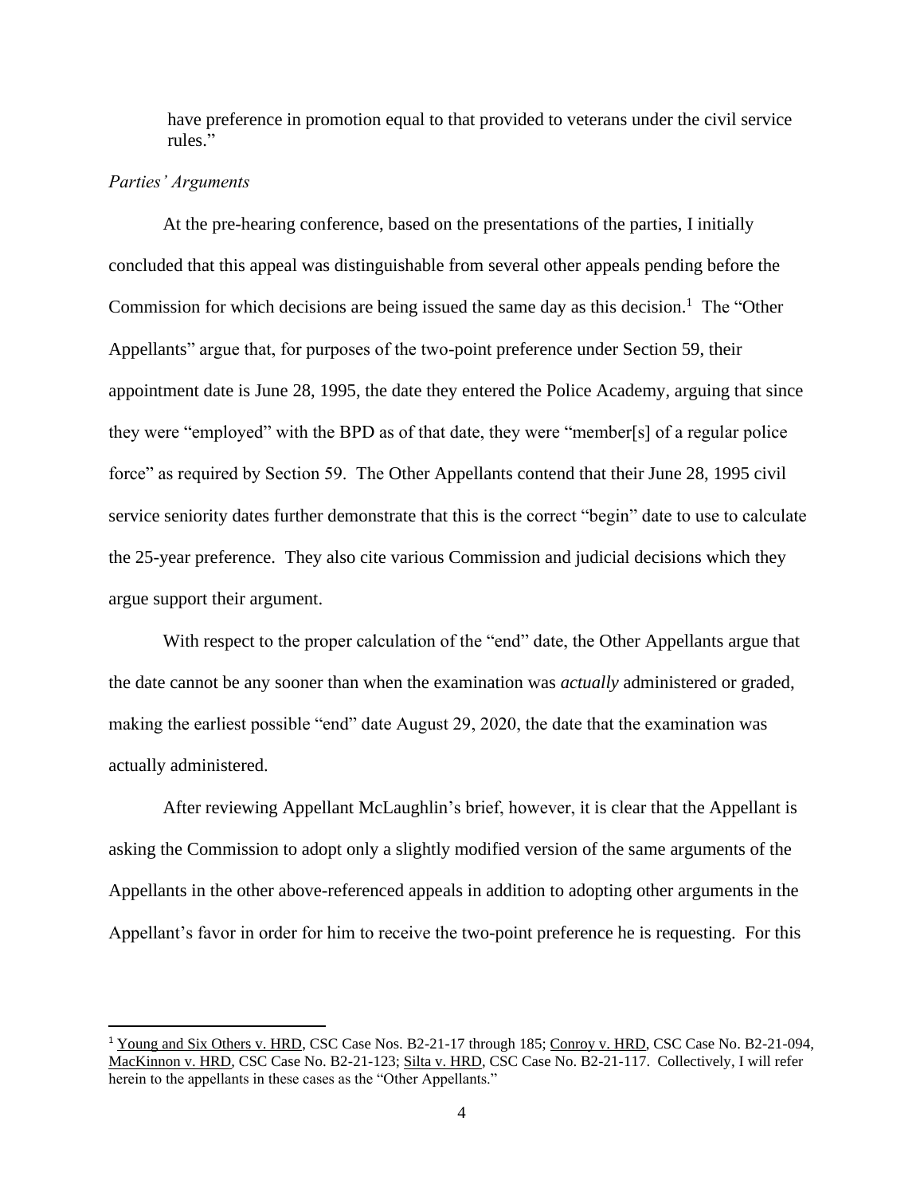have preference in promotion equal to that provided to veterans under the civil service rules."

*Parties' Arguments*

At the pre-hearing conference, based on the presentations of the parties, I initially concluded that this appeal was distinguishable from several other appeals pending before the Commission for which decisions are being issued the same day as this decision.[1] The "Other Appellants" argue that, for purposes of the two-point preference under Section 59, their appointment date is June 28, 1995, the date they entered the Police Academy, arguing that since they were "employed" with the BPD as of that date, they were "member[s] of a regular police force" as required by Section 59. The Other Appellants contend that their June 28, 1995 civil service seniority dates further demonstrate that this is the correct "begin" date to use to calculate the 25-year preference. They also cite various Commission and judicial decisions which they argue support their argument.

With respect to the proper calculation of the "end" date, the Other Appellants argue that the date cannot be any sooner than when the examination was *actually* administered or graded, making the earliest possible "end" date August 29, 2020, the date that the examination was actually administered.

After reviewing Appellant McLaughlin's brief, however, it is clear that the Appellant is asking the Commission to adopt only a slightly modified version of the same arguments of the Appellants in the other above-referenced appeals in addition to adopting other arguments in the Appellant's favor in order for him to receive the two-point preference he is requesting. For this

[1] Young and Six Others v. HRD, CSC Case Nos. B2-21-17 through 185; Conroy v. HRD, CSC Case No. B2-21-094, MacKinnon v. HRD, CSC Case No. B2-21-123; Silta v. HRD, CSC Case No. B2-21-117. Collectively, I will refer herein to the appellants in these cases as the "Other Appellants."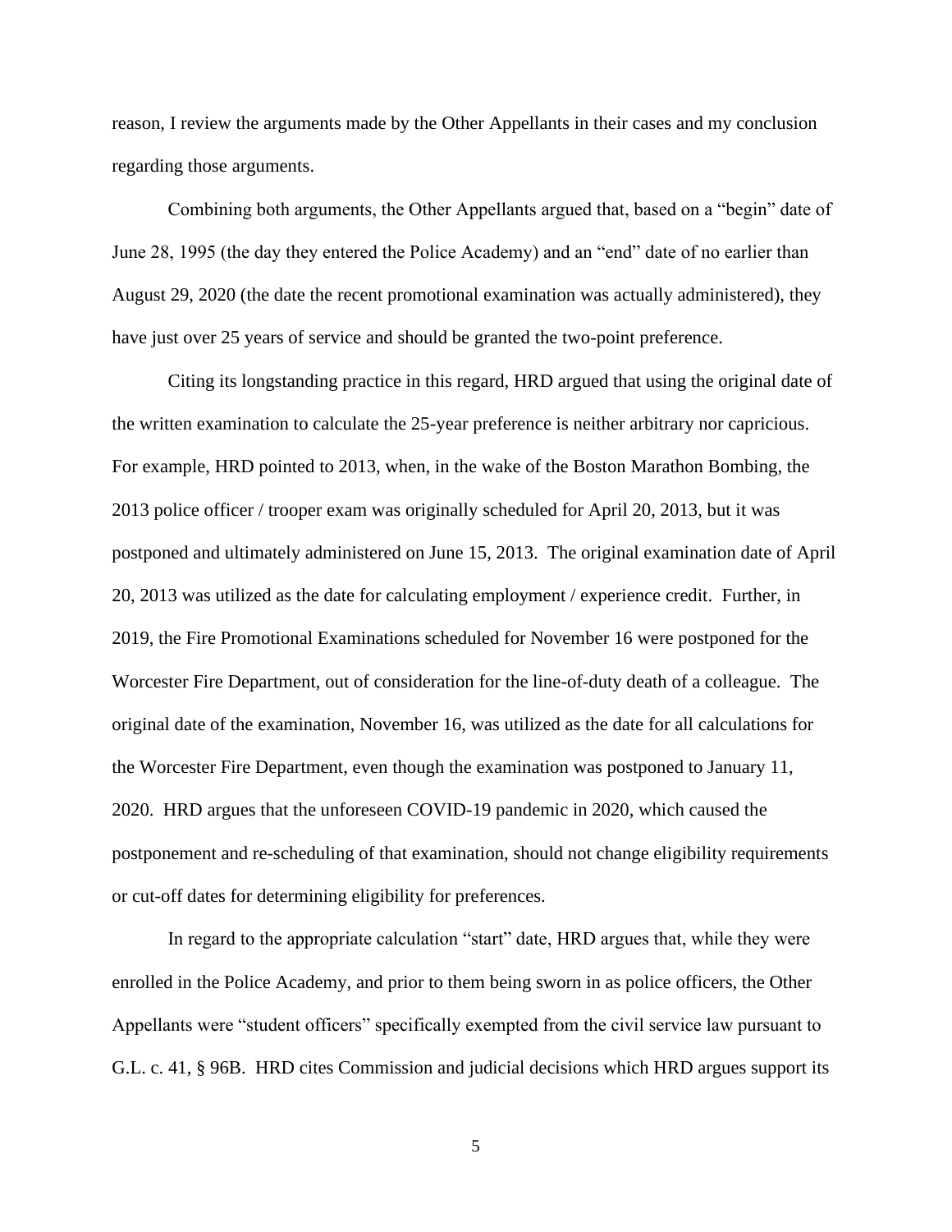reason, I review the arguments made by the Other Appellants in their cases and my conclusion regarding those arguments.

Combining both arguments, the Other Appellants argued that, based on a "begin" date of June 28, 1995 (the day they entered the Police Academy) and an "end" date of no earlier than August 29, 2020 (the date the recent promotional examination was actually administered), they have just over 25 years of service and should be granted the two-point preference.

Citing its longstanding practice in this regard, HRD argued that using the original date of the written examination to calculate the 25-year preference is neither arbitrary nor capricious. For example, HRD pointed to 2013, when, in the wake of the Boston Marathon Bombing, the 2013 police officer / trooper exam was originally scheduled for April 20, 2013, but it was postponed and ultimately administered on June 15, 2013. The original examination date of April 20, 2013 was utilized as the date for calculating employment / experience credit. Further, in 2019, the Fire Promotional Examinations scheduled for November 16 were postponed for the Worcester Fire Department, out of consideration for the line-of-duty death of a colleague. The original date of the examination, November 16, was utilized as the date for all calculations for the Worcester Fire Department, even though the examination was postponed to January 11, 2020. HRD argues that the unforeseen COVID-19 pandemic in 2020, which caused the postponement and re-scheduling of that examination, should not change eligibility requirements or cut-off dates for determining eligibility for preferences.

In regard to the appropriate calculation "start" date, HRD argues that, while they were enrolled in the Police Academy, and prior to them being sworn in as police officers, the Other Appellants were "student officers" specifically exempted from the civil service law pursuant to G.L. c. 41, § 96B. HRD cites Commission and judicial decisions which HRD argues support its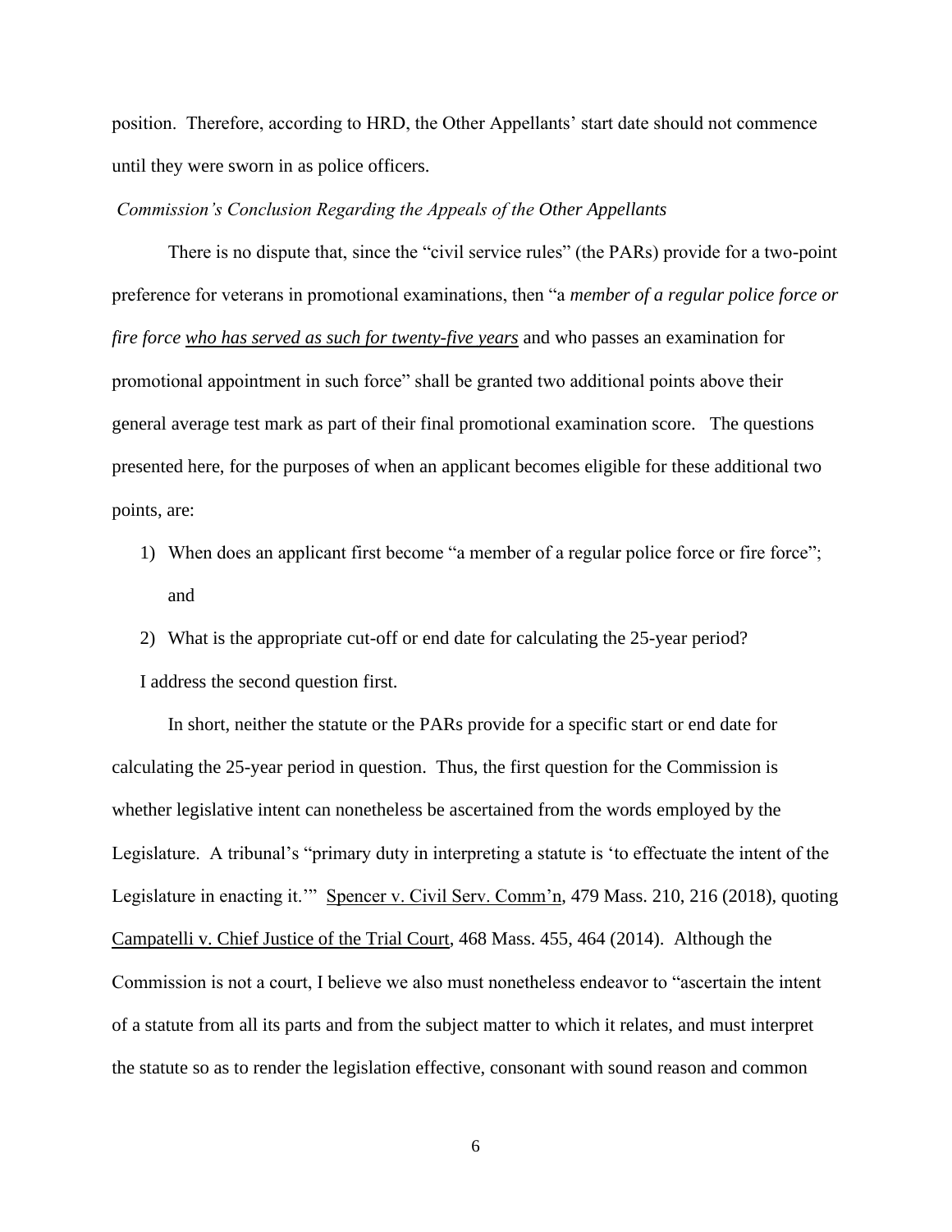position. Therefore, according to HRD, the Other Appellants' start date should not commence until they were sworn in as police officers.

*Commission's Conclusion Regarding the Appeals of the Other Appellants*

There is no dispute that, since the "civil service rules" (the PARs) provide for a two-point preference for veterans in promotional examinations, then "a *member of a regular police force or fire force* <u>*who has served as such for twenty-five years*</u> and who passes an examination for promotional appointment in such force" shall be granted two additional points above their general average test mark as part of their final promotional examination score. The questions presented here, for the purposes of when an applicant becomes eligible for these additional two points, are:

1) When does an applicant first become "a member of a regular police force or fire force"; and
2) What is the appropriate cut-off or end date for calculating the 25-year period?

I address the second question first.

In short, neither the statute or the PARs provide for a specific start or end date for calculating the 25-year period in question. Thus, the first question for the Commission is whether legislative intent can nonetheless be ascertained from the words employed by the Legislature. A tribunal's "primary duty in interpreting a statute is 'to effectuate the intent of the Legislature in enacting it.'" <u>Spencer v. Civil Serv. Comm'n</u>, 479 Mass. 210, 216 (2018), quoting <u>Campatelli v. Chief Justice of the Trial Court</u>, 468 Mass. 455, 464 (2014). Although the Commission is not a court, I believe we also must nonetheless endeavor to "ascertain the intent of a statute from all its parts and from the subject matter to which it relates, and must interpret the statute so as to render the legislation effective, consonant with sound reason and common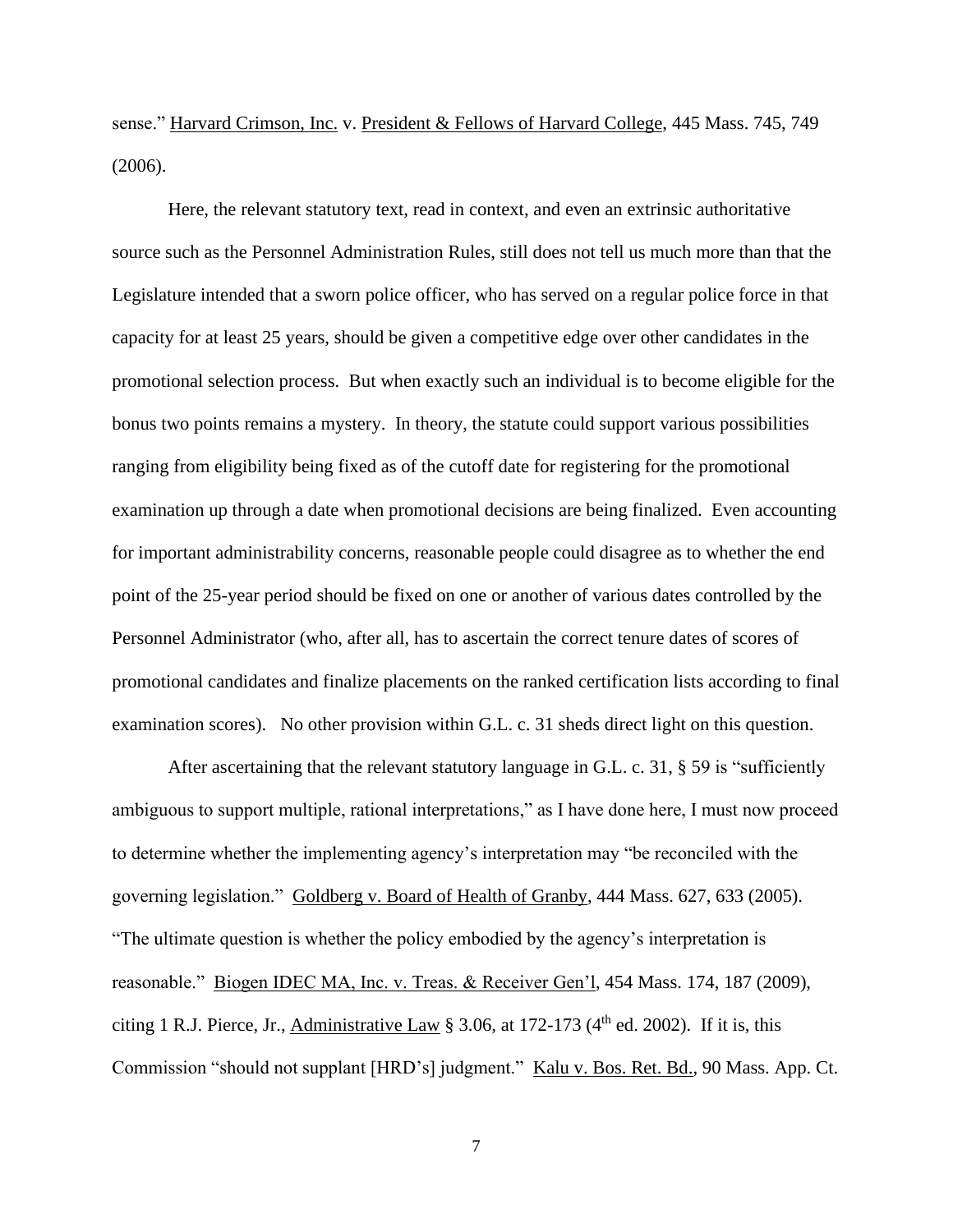sense." Harvard Crimson, Inc. v. President & Fellows of Harvard College, 445 Mass. 745, 749 (2006).

Here, the relevant statutory text, read in context, and even an extrinsic authoritative source such as the Personnel Administration Rules, still does not tell us much more than that the Legislature intended that a sworn police officer, who has served on a regular police force in that capacity for at least 25 years, should be given a competitive edge over other candidates in the promotional selection process. But when exactly such an individual is to become eligible for the bonus two points remains a mystery. In theory, the statute could support various possibilities ranging from eligibility being fixed as of the cutoff date for registering for the promotional examination up through a date when promotional decisions are being finalized. Even accounting for important administrability concerns, reasonable people could disagree as to whether the end point of the 25-year period should be fixed on one or another of various dates controlled by the Personnel Administrator (who, after all, has to ascertain the correct tenure dates of scores of promotional candidates and finalize placements on the ranked certification lists according to final examination scores). No other provision within G.L. c. 31 sheds direct light on this question.

After ascertaining that the relevant statutory language in G.L. c. 31, § 59 is "sufficiently ambiguous to support multiple, rational interpretations," as I have done here, I must now proceed to determine whether the implementing agency's interpretation may "be reconciled with the governing legislation." Goldberg v. Board of Health of Granby, 444 Mass. 627, 633 (2005). "The ultimate question is whether the policy embodied by the agency's interpretation is reasonable." Biogen IDEC MA, Inc. v. Treas. & Receiver Gen'l, 454 Mass. 174, 187 (2009), citing 1 R.J. Pierce, Jr., Administrative Law § 3.06, at 172-173 (4th ed. 2002). If it is, this Commission "should not supplant [HRD's] judgment." Kalu v. Bos. Ret. Bd., 90 Mass. App. Ct.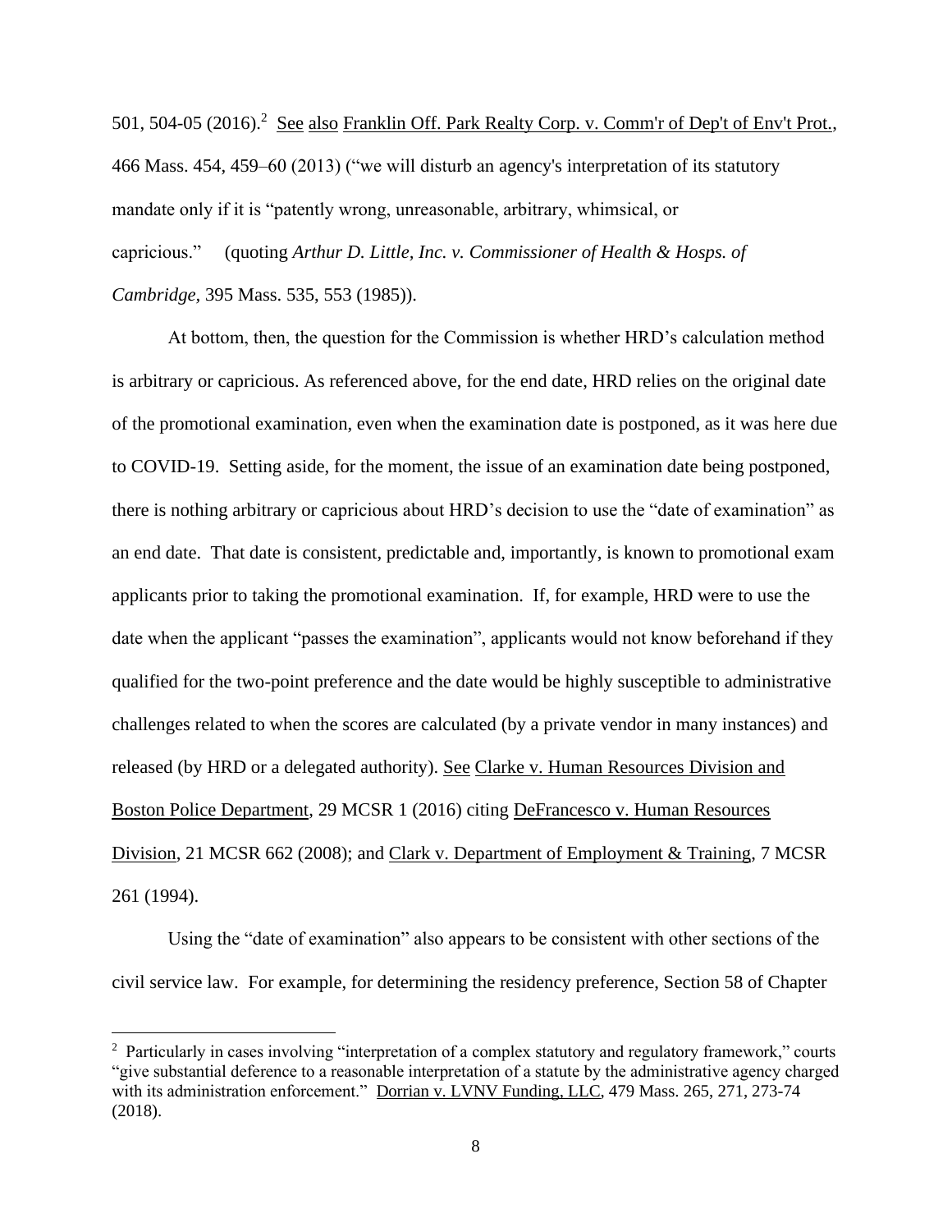501, 504-05 (2016).[2] See also Franklin Off. Park Realty Corp. v. Comm'r of Dep't of Env't Prot., 466 Mass. 454, 459–60 (2013) ("we will disturb an agency's interpretation of its statutory mandate only if it is "patently wrong, unreasonable, arbitrary, whimsical, or capricious." (quoting *Arthur D. Little, Inc. v. Commissioner of Health & Hosps. of Cambridge,* 395 Mass. 535, 553 (1985)).

At bottom, then, the question for the Commission is whether HRD's calculation method is arbitrary or capricious. As referenced above, for the end date, HRD relies on the original date of the promotional examination, even when the examination date is postponed, as it was here due to COVID-19. Setting aside, for the moment, the issue of an examination date being postponed, there is nothing arbitrary or capricious about HRD's decision to use the "date of examination" as an end date. That date is consistent, predictable and, importantly, is known to promotional exam applicants prior to taking the promotional examination. If, for example, HRD were to use the date when the applicant "passes the examination", applicants would not know beforehand if they qualified for the two-point preference and the date would be highly susceptible to administrative challenges related to when the scores are calculated (by a private vendor in many instances) and released (by HRD or a delegated authority). See Clarke v. Human Resources Division and Boston Police Department, 29 MCSR 1 (2016) citing DeFrancesco v. Human Resources Division, 21 MCSR 662 (2008); and Clark v. Department of Employment & Training, 7 MCSR 261 (1994).

Using the "date of examination" also appears to be consistent with other sections of the civil service law. For example, for determining the residency preference, Section 58 of Chapter

[2] Particularly in cases involving "interpretation of a complex statutory and regulatory framework," courts "give substantial deference to a reasonable interpretation of a statute by the administrative agency charged with its administration enforcement." Dorrian v. LVNV Funding, LLC, 479 Mass. 265, 271, 273-74 (2018).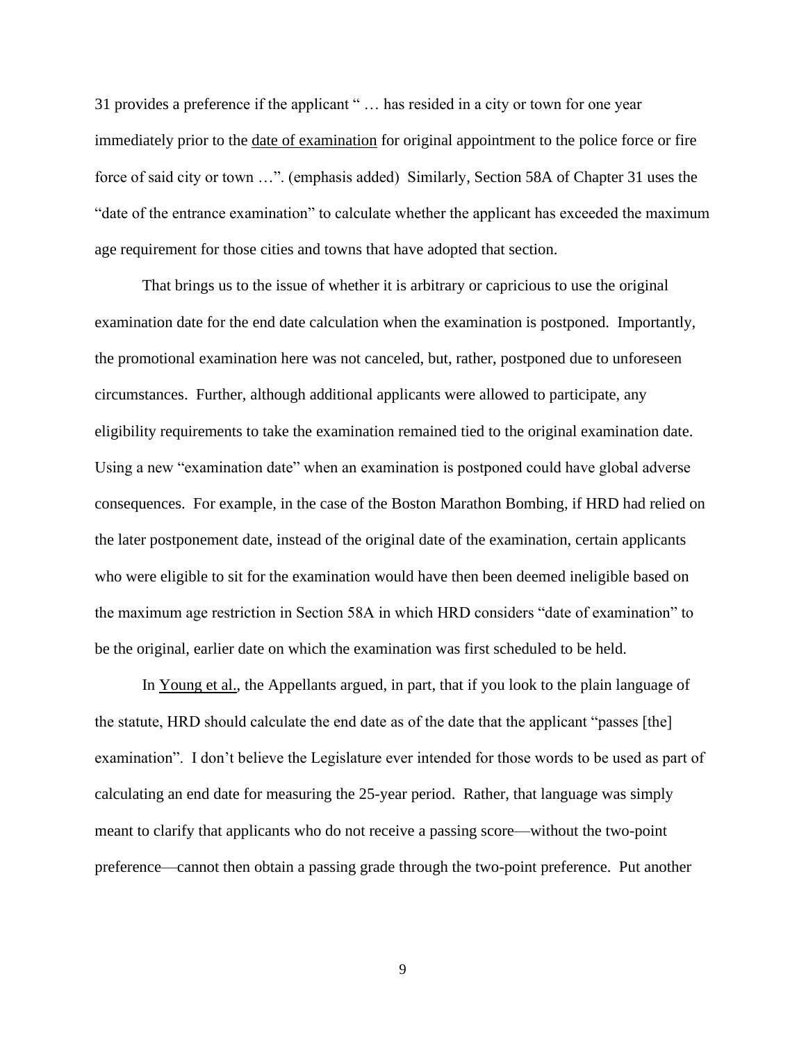31 provides a preference if the applicant " … has resided in a city or town for one year immediately prior to the date of examination for original appointment to the police force or fire force of said city or town …". (emphasis added) Similarly, Section 58A of Chapter 31 uses the "date of the entrance examination" to calculate whether the applicant has exceeded the maximum age requirement for those cities and towns that have adopted that section.

That brings us to the issue of whether it is arbitrary or capricious to use the original examination date for the end date calculation when the examination is postponed. Importantly, the promotional examination here was not canceled, but, rather, postponed due to unforeseen circumstances. Further, although additional applicants were allowed to participate, any eligibility requirements to take the examination remained tied to the original examination date. Using a new "examination date" when an examination is postponed could have global adverse consequences. For example, in the case of the Boston Marathon Bombing, if HRD had relied on the later postponement date, instead of the original date of the examination, certain applicants who were eligible to sit for the examination would have then been deemed ineligible based on the maximum age restriction in Section 58A in which HRD considers "date of examination" to be the original, earlier date on which the examination was first scheduled to be held.

In Young et al., the Appellants argued, in part, that if you look to the plain language of the statute, HRD should calculate the end date as of the date that the applicant "passes [the] examination". I don't believe the Legislature ever intended for those words to be used as part of calculating an end date for measuring the 25-year period. Rather, that language was simply meant to clarify that applicants who do not receive a passing score—without the two-point preference—cannot then obtain a passing grade through the two-point preference. Put another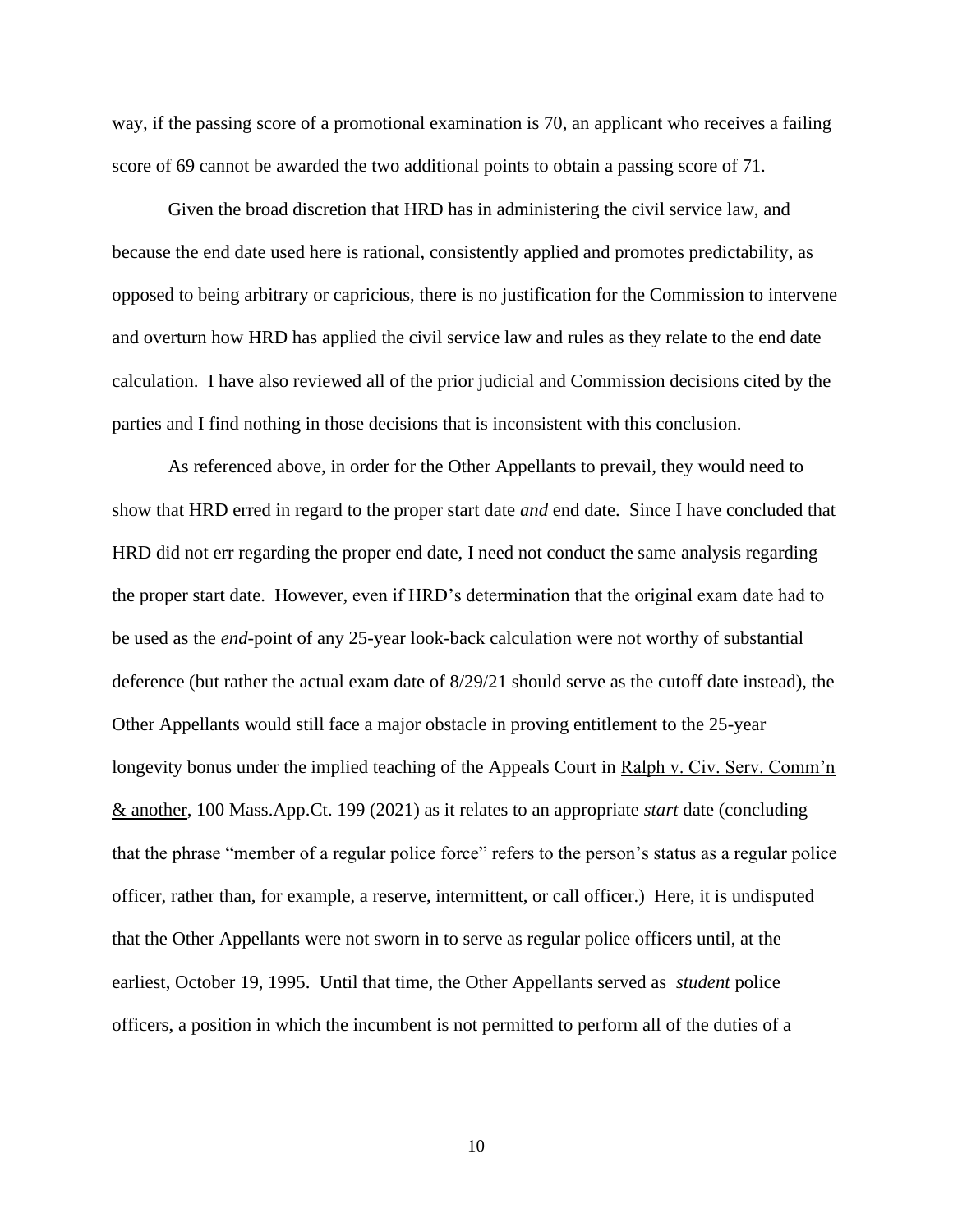way, if the passing score of a promotional examination is 70, an applicant who receives a failing score of 69 cannot be awarded the two additional points to obtain a passing score of 71.

Given the broad discretion that HRD has in administering the civil service law, and because the end date used here is rational, consistently applied and promotes predictability, as opposed to being arbitrary or capricious, there is no justification for the Commission to intervene and overturn how HRD has applied the civil service law and rules as they relate to the end date calculation. I have also reviewed all of the prior judicial and Commission decisions cited by the parties and I find nothing in those decisions that is inconsistent with this conclusion.

As referenced above, in order for the Other Appellants to prevail, they would need to show that HRD erred in regard to the proper start date *and* end date. Since I have concluded that HRD did not err regarding the proper end date, I need not conduct the same analysis regarding the proper start date. However, even if HRD's determination that the original exam date had to be used as the *end*-point of any 25-year look-back calculation were not worthy of substantial deference (but rather the actual exam date of 8/29/21 should serve as the cutoff date instead), the Other Appellants would still face a major obstacle in proving entitlement to the 25-year longevity bonus under the implied teaching of the Appeals Court in Ralph v. Civ. Serv. Comm'n & another, 100 Mass.App.Ct. 199 (2021) as it relates to an appropriate *start* date (concluding that the phrase "member of a regular police force" refers to the person's status as a regular police officer, rather than, for example, a reserve, intermittent, or call officer.) Here, it is undisputed that the Other Appellants were not sworn in to serve as regular police officers until, at the earliest, October 19, 1995. Until that time, the Other Appellants served as *student* police officers, a position in which the incumbent is not permitted to perform all of the duties of a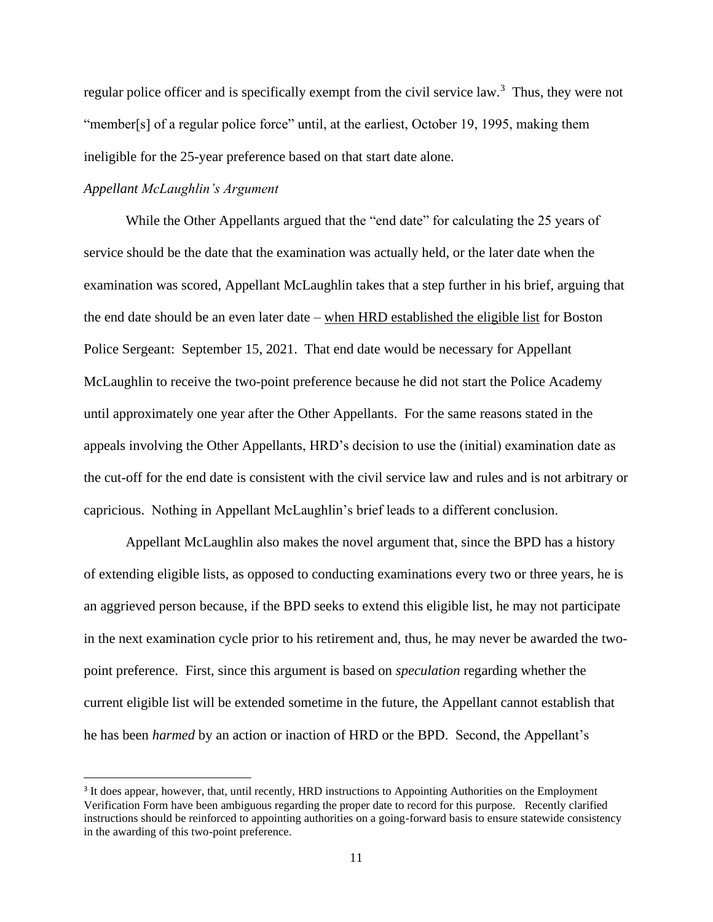regular police officer and is specifically exempt from the civil service law.[3] Thus, they were not "member[s] of a regular police force" until, at the earliest, October 19, 1995, making them ineligible for the 25-year preference based on that start date alone.

*Appellant McLaughlin's Argument*

While the Other Appellants argued that the "end date" for calculating the 25 years of service should be the date that the examination was actually held, or the later date when the examination was scored, Appellant McLaughlin takes that a step further in his brief, arguing that the end date should be an even later date – <u>when HRD established the eligible list</u> for Boston Police Sergeant: September 15, 2021. That end date would be necessary for Appellant McLaughlin to receive the two-point preference because he did not start the Police Academy until approximately one year after the Other Appellants. For the same reasons stated in the appeals involving the Other Appellants, HRD's decision to use the (initial) examination date as the cut-off for the end date is consistent with the civil service law and rules and is not arbitrary or capricious. Nothing in Appellant McLaughlin's brief leads to a different conclusion.

Appellant McLaughlin also makes the novel argument that, since the BPD has a history of extending eligible lists, as opposed to conducting examinations every two or three years, he is an aggrieved person because, if the BPD seeks to extend this eligible list, he may not participate in the next examination cycle prior to his retirement and, thus, he may never be awarded the two-point preference. First, since this argument is based on *speculation* regarding whether the current eligible list will be extended sometime in the future, the Appellant cannot establish that he has been *harmed* by an action or inaction of HRD or the BPD. Second, the Appellant's

[3] It does appear, however, that, until recently, HRD instructions to Appointing Authorities on the Employment Verification Form have been ambiguous regarding the proper date to record for this purpose. Recently clarified instructions should be reinforced to appointing authorities on a going-forward basis to ensure statewide consistency in the awarding of this two-point preference.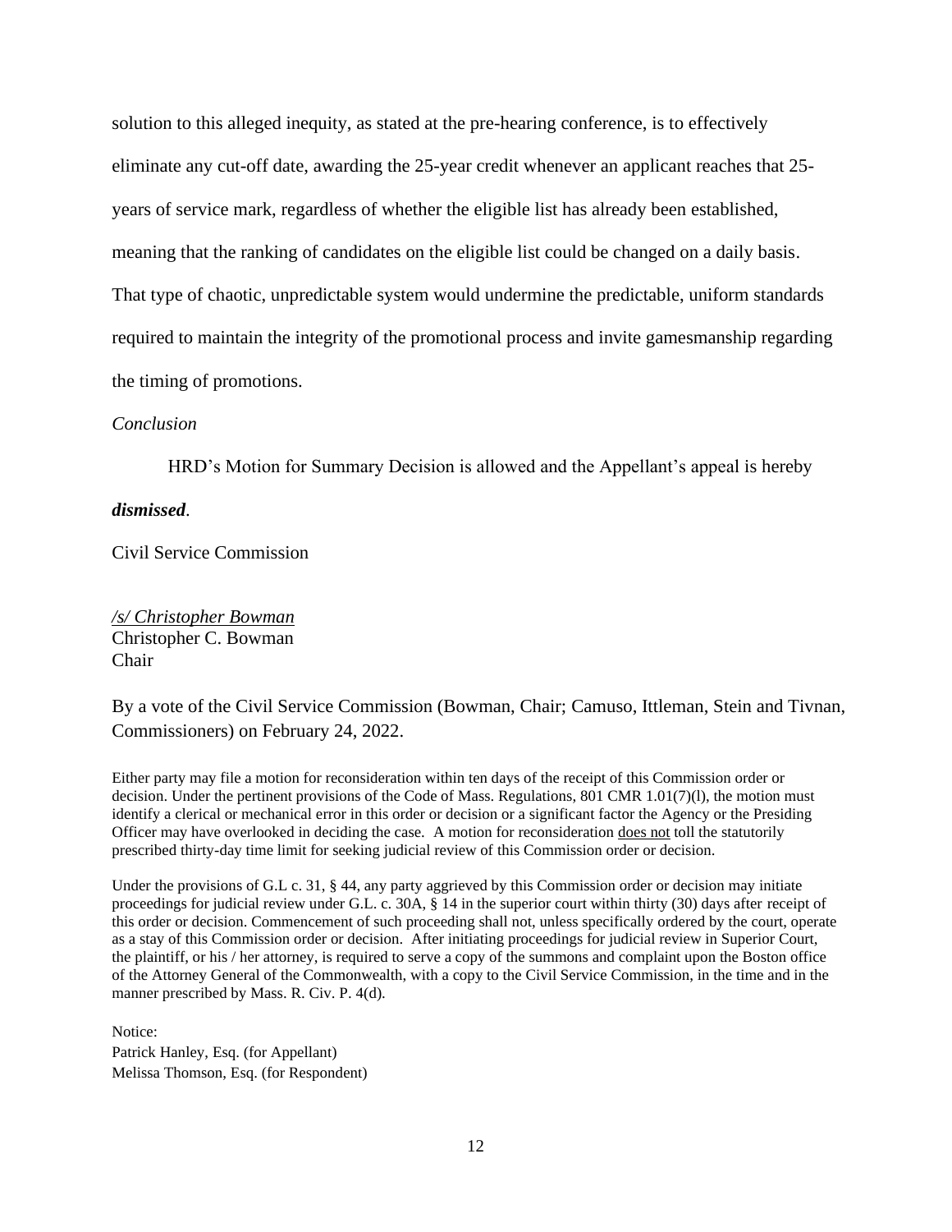solution to this alleged inequity, as stated at the pre-hearing conference, is to effectively eliminate any cut-off date, awarding the 25-year credit whenever an applicant reaches that 25-years of service mark, regardless of whether the eligible list has already been established, meaning that the ranking of candidates on the eligible list could be changed on a daily basis. That type of chaotic, unpredictable system would undermine the predictable, uniform standards required to maintain the integrity of the promotional process and invite gamesmanship regarding the timing of promotions.

*Conclusion*

HRD's Motion for Summary Decision is allowed and the Appellant's appeal is hereby ***dismissed***.

Civil Service Commission

*/s/ Christopher Bowman*
Christopher C. Bowman
Chair

By a vote of the Civil Service Commission (Bowman, Chair; Camuso, Ittleman, Stein and Tivnan, Commissioners) on February 24, 2022.

Either party may file a motion for reconsideration within ten days of the receipt of this Commission order or decision. Under the pertinent provisions of the Code of Mass. Regulations, 801 CMR 1.01(7)(l), the motion must identify a clerical or mechanical error in this order or decision or a significant factor the Agency or the Presiding Officer may have overlooked in deciding the case. A motion for reconsideration does not toll the statutorily prescribed thirty-day time limit for seeking judicial review of this Commission order or decision.

Under the provisions of G.L c. 31, § 44, any party aggrieved by this Commission order or decision may initiate proceedings for judicial review under G.L. c. 30A, § 14 in the superior court within thirty (30) days after receipt of this order or decision. Commencement of such proceeding shall not, unless specifically ordered by the court, operate as a stay of this Commission order or decision. After initiating proceedings for judicial review in Superior Court, the plaintiff, or his / her attorney, is required to serve a copy of the summons and complaint upon the Boston office of the Attorney General of the Commonwealth, with a copy to the Civil Service Commission, in the time and in the manner prescribed by Mass. R. Civ. P. 4(d).

Notice:
Patrick Hanley, Esq. (for Appellant)
Melissa Thomson, Esq. (for Respondent)